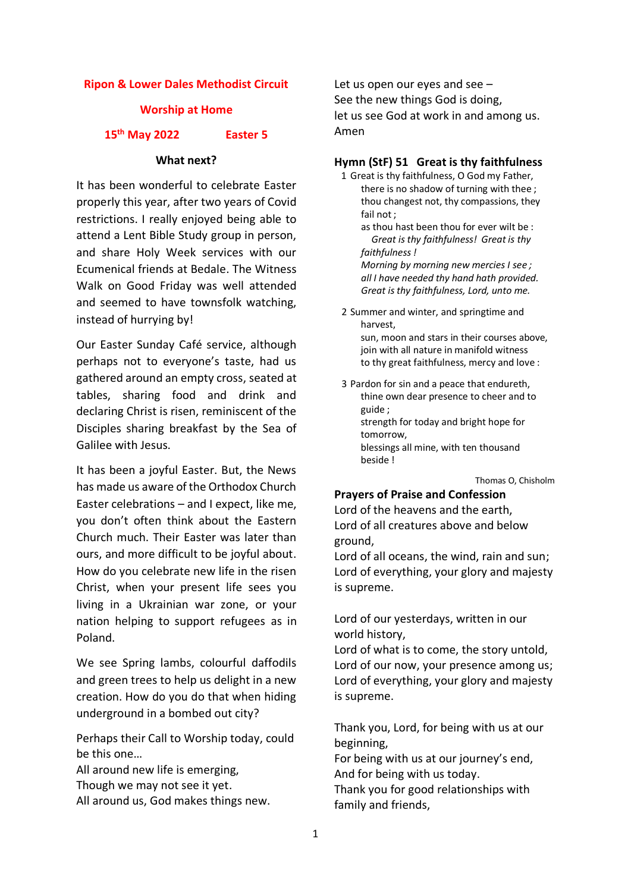**Ripon & Lower Dales Methodist Circuit**

**Worship at Home**

**15th May 2022 Easter 5**

**What next?**

It has been wonderful to celebrate Easter properly this year, after two years of Covid restrictions. I really enjoyed being able to attend a Lent Bible Study group in person, and share Holy Week services with our Ecumenical friends at Bedale. The Witness Walk on Good Friday was well attended and seemed to have townsfolk watching, instead of hurrying by!

Our Easter Sunday Café service, although perhaps not to everyone's taste, had us gathered around an empty cross, seated at tables, sharing food and drink and declaring Christ is risen, reminiscent of the Disciples sharing breakfast by the Sea of Galilee with Jesus.

It has been a joyful Easter. But, the News has made us aware of the Orthodox Church Easter celebrations – and I expect, like me, you don't often think about the Eastern Church much. Their Easter was later than ours, and more difficult to be joyful about. How do you celebrate new life in the risen Christ, when your present life sees you living in a Ukrainian war zone, or your nation helping to support refugees as in Poland.

We see Spring lambs, colourful daffodils and green trees to help us delight in a new creation. How do you do that when hiding underground in a bombed out city?

Perhaps their Call to Worship today, could be this one…
All around new life is emerging,
Though we may not see it yet.
All around us, God makes things new.
Let us open our eyes and see –
See the new things God is doing,
let us see God at work in and among us.
Amen

**Hymn (StF) 51 Great is thy faithfulness**

1 Great is thy faithfulness, O God my Father,
there is no shadow of turning with thee ;
thou changest not, thy compassions, they fail not ;
as thou hast been thou for ever wilt be :
*Great is thy faithfulness! Great is thy faithfulness !*
*Morning by morning new mercies I see ;*
*all I have needed thy hand hath provided.*
*Great is thy faithfulness, Lord, unto me.*

2 Summer and winter, and springtime and harvest,
sun, moon and stars in their courses above,
join with all nature in manifold witness
to thy great faithfulness, mercy and love :

3 Pardon for sin and a peace that endureth,
thine own dear presence to cheer and to guide ;
strength for today and bright hope for tomorrow,
blessings all mine, with ten thousand beside !

Thomas O, Chisholm

**Prayers of Praise and Confession**

Lord of the heavens and the earth,
Lord of all creatures above and below ground,
Lord of all oceans, the wind, rain and sun;
Lord of everything, your glory and majesty is supreme.

Lord of our yesterdays, written in our world history,
Lord of what is to come, the story untold,
Lord of our now, your presence among us;
Lord of everything, your glory and majesty is supreme.

Thank you, Lord, for being with us at our beginning,
For being with us at our journey's end,
And for being with us today.
Thank you for good relationships with family and friends,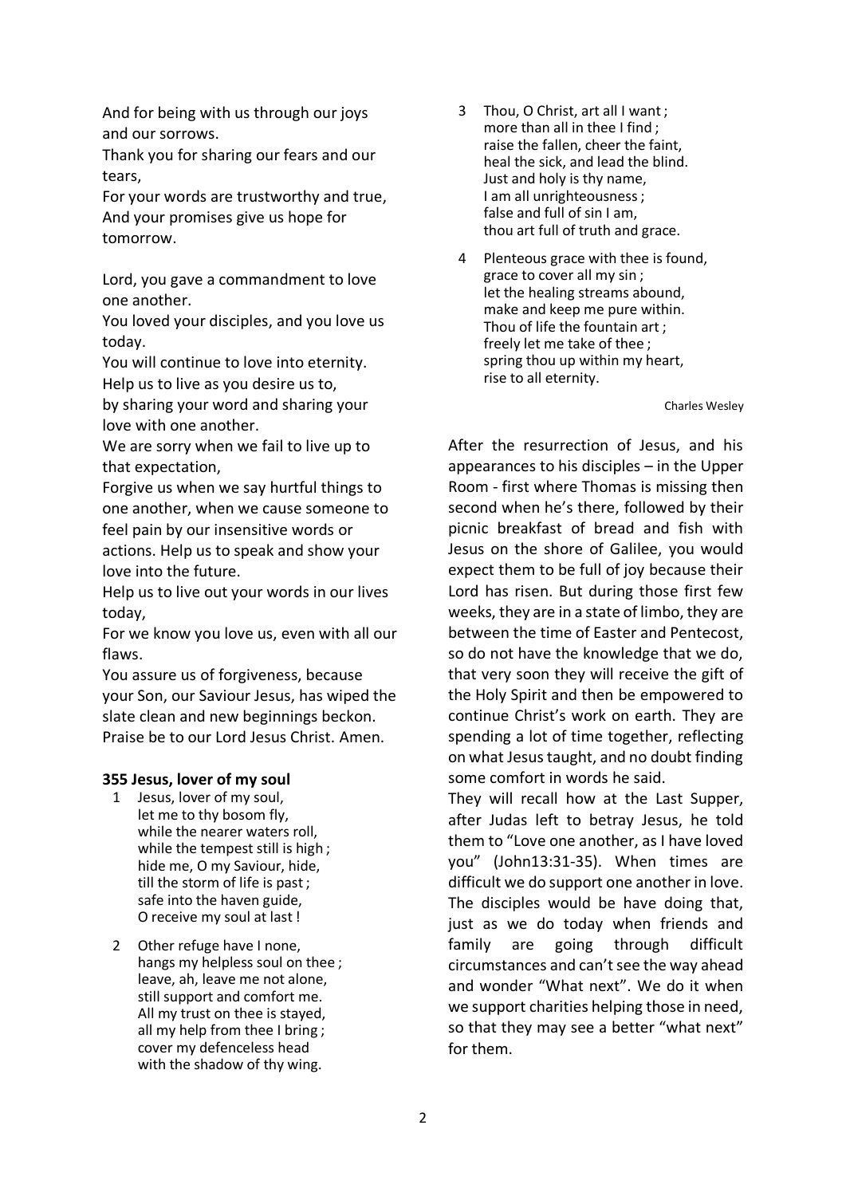And for being with us through our joys and our sorrows.
Thank you for sharing our fears and our tears,
For your words are trustworthy and true,
And your promises give us hope for tomorrow.

Lord, you gave a commandment to love one another.
You loved your disciples, and you love us today.
You will continue to love into eternity.
Help us to live as you desire us to,
by sharing your word and sharing your love with one another.
We are sorry when we fail to live up to that expectation,
Forgive us when we say hurtful things to one another, when we cause someone to feel pain by our insensitive words or actions. Help us to speak and show your love into the future.
Help us to live out your words in our lives today,
For we know you love us, even with all our flaws.
You assure us of forgiveness, because your Son, our Saviour Jesus, has wiped the slate clean and new beginnings beckon.
Praise be to our Lord Jesus Christ. Amen.

**355 Jesus, lover of my soul**

1 Jesus, lover of my soul,
let me to thy bosom fly,
while the nearer waters roll,
while the tempest still is high ;
hide me, O my Saviour, hide,
till the storm of life is past ;
safe into the haven guide,
O receive my soul at last !

2 Other refuge have I none,
hangs my helpless soul on thee ;
leave, ah, leave me not alone,
still support and comfort me.
All my trust on thee is stayed,
all my help from thee I bring ;
cover my defenceless head
with the shadow of thy wing.

3 Thou, O Christ, art all I want ;
more than all in thee I find ;
raise the fallen, cheer the faint,
heal the sick, and lead the blind.
Just and holy is thy name,
I am all unrighteousness ;
false and full of sin I am,
thou art full of truth and grace.

4 Plenteous grace with thee is found,
grace to cover all my sin ;
let the healing streams abound,
make and keep me pure within.
Thou of life the fountain art ;
freely let me take of thee ;
spring thou up within my heart,
rise to all eternity.

Charles Wesley

After the resurrection of Jesus, and his appearances to his disciples – in the Upper Room - first where Thomas is missing then second when he's there, followed by their picnic breakfast of bread and fish with Jesus on the shore of Galilee, you would expect them to be full of joy because their Lord has risen. But during those first few weeks, they are in a state of limbo, they are between the time of Easter and Pentecost, so do not have the knowledge that we do, that very soon they will receive the gift of the Holy Spirit and then be empowered to continue Christ's work on earth. They are spending a lot of time together, reflecting on what Jesus taught, and no doubt finding some comfort in words he said.

They will recall how at the Last Supper, after Judas left to betray Jesus, he told them to "Love one another, as I have loved you" (John13:31-35). When times are difficult we do support one another in love. The disciples would be have doing that, just as we do today when friends and family are going through difficult circumstances and can't see the way ahead and wonder "What next". We do it when we support charities helping those in need, so that they may see a better "what next" for them.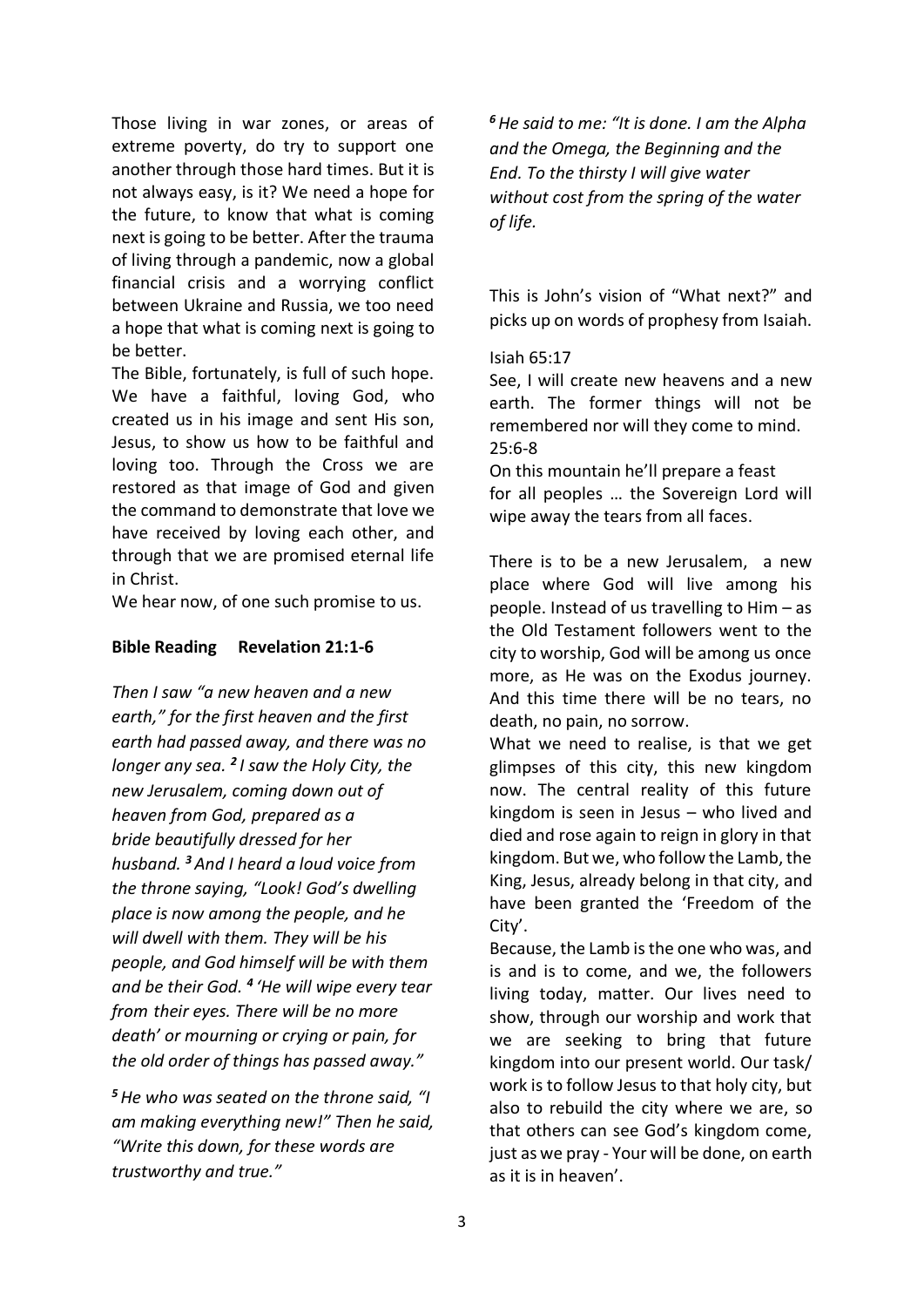Those living in war zones, or areas of extreme poverty, do try to support one another through those hard times. But it is not always easy, is it? We need a hope for the future, to know that what is coming next is going to be better. After the trauma of living through a pandemic, now a global financial crisis and a worrying conflict between Ukraine and Russia, we too need a hope that what is coming next is going to be better.

The Bible, fortunately, is full of such hope. We have a faithful, loving God, who created us in his image and sent His son, Jesus, to show us how to be faithful and loving too. Through the Cross we are restored as that image of God and given the command to demonstrate that love we have received by loving each other, and through that we are promised eternal life in Christ.

We hear now, of one such promise to us.

**Bible Reading Revelation 21:1-6**

*Then I saw "a new heaven and a new earth," for the first heaven and the first earth had passed away, and there was no longer any sea.* ***2*** *I saw the Holy City, the new Jerusalem, coming down out of heaven from God, prepared as a bride beautifully dressed for her husband.* ***3*** *And I heard a loud voice from the throne saying, "Look! God's dwelling place is now among the people, and he will dwell with them. They will be his people, and God himself will be with them and be their God.* ***4*** *'He will wipe every tear from their eyes. There will be no more death' or mourning or crying or pain, for the old order of things has passed away."*

***5*** *He who was seated on the throne said, "I am making everything new!" Then he said, "Write this down, for these words are trustworthy and true."*

***6*** *He said to me: "It is done. I am the Alpha and the Omega, the Beginning and the End. To the thirsty I will give water without cost from the spring of the water of life.*

This is John's vision of "What next?" and picks up on words of prophesy from Isaiah.

Isiah 65:17
See, I will create new heavens and a new earth. The former things will not be remembered nor will they come to mind.
25:6-8
On this mountain he'll prepare a feast for all peoples … the Sovereign Lord will wipe away the tears from all faces.

There is to be a new Jerusalem, a new place where God will live among his people. Instead of us travelling to Him – as the Old Testament followers went to the city to worship, God will be among us once more, as He was on the Exodus journey. And this time there will be no tears, no death, no pain, no sorrow.

What we need to realise, is that we get glimpses of this city, this new kingdom now. The central reality of this future kingdom is seen in Jesus – who lived and died and rose again to reign in glory in that kingdom. But we, who follow the Lamb, the King, Jesus, already belong in that city, and have been granted the 'Freedom of the City'.

Because, the Lamb is the one who was, and is and is to come, and we, the followers living today, matter. Our lives need to show, through our worship and work that we are seeking to bring that future kingdom into our present world. Our task/ work is to follow Jesus to that holy city, but also to rebuild the city where we are, so that others can see God's kingdom come, just as we pray - Your will be done, on earth as it is in heaven'.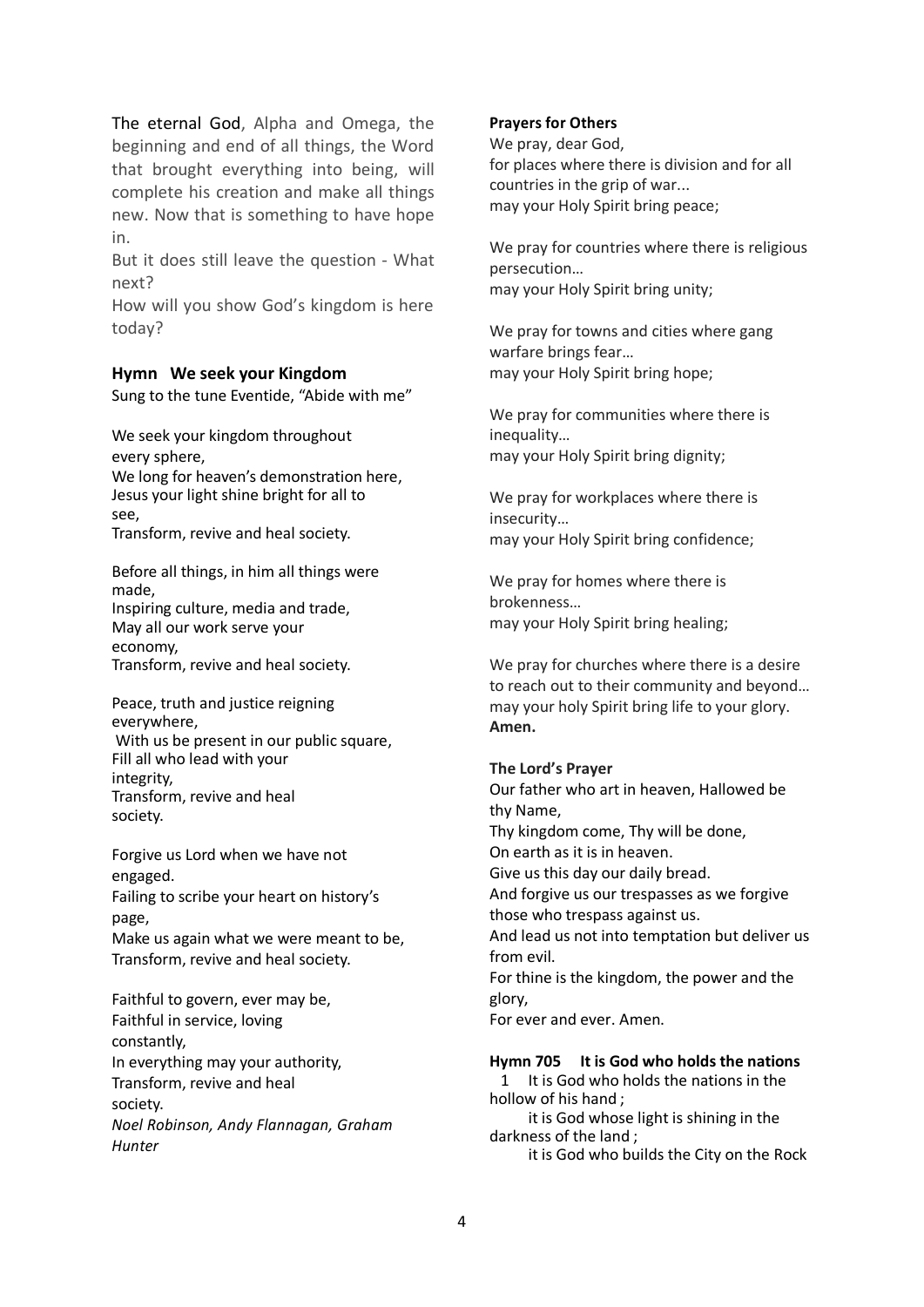The eternal God, Alpha and Omega, the beginning and end of all things, the Word that brought everything into being, will complete his creation and make all things new. Now that is something to have hope in.

But it does still leave the question - What next?

How will you show God's kingdom is here today?

### Hymn We seek your Kingdom

Sung to the tune Eventide, "Abide with me"

We seek your kingdom throughout every sphere,
We long for heaven's demonstration here,
Jesus your light shine bright for all to see,
Transform, revive and heal society.

Before all things, in him all things were made,
Inspiring culture, media and trade,
May all our work serve your economy,
Transform, revive and heal society.

Peace, truth and justice reigning everywhere,
With us be present in our public square,
Fill all who lead with your integrity,
Transform, revive and heal society.

Forgive us Lord when we have not engaged.
Failing to scribe your heart on history's page,
Make us again what we were meant to be,
Transform, revive and heal society.

Faithful to govern, ever may be,
Faithful in service, loving constantly,
In everything may your authority,
Transform, revive and heal society.

*Noel Robinson, Andy Flannagan, Graham Hunter*

**Prayers for Others**

We pray, dear God,
for places where there is division and for all countries in the grip of war...
may your Holy Spirit bring peace;

We pray for countries where there is religious persecution…
may your Holy Spirit bring unity;

We pray for towns and cities where gang warfare brings fear…
may your Holy Spirit bring hope;

We pray for communities where there is inequality…
may your Holy Spirit bring dignity;

We pray for workplaces where there is insecurity…
may your Holy Spirit bring confidence;

We pray for homes where there is brokenness…
may your Holy Spirit bring healing;

We pray for churches where there is a desire to reach out to their community and beyond…
may your holy Spirit bring life to your glory.
**Amen.**

**The Lord's Prayer**

Our father who art in heaven, Hallowed be thy Name,
Thy kingdom come, Thy will be done,
On earth as it is in heaven.
Give us this day our daily bread.
And forgive us our trespasses as we forgive those who trespass against us.
And lead us not into temptation but deliver us from evil.
For thine is the kingdom, the power and the glory,
For ever and ever. Amen.

**Hymn 705 It is God who holds the nations**

1 It is God who holds the nations in the hollow of his hand ;
it is God whose light is shining in the darkness of the land ;
it is God who builds the City on the Rock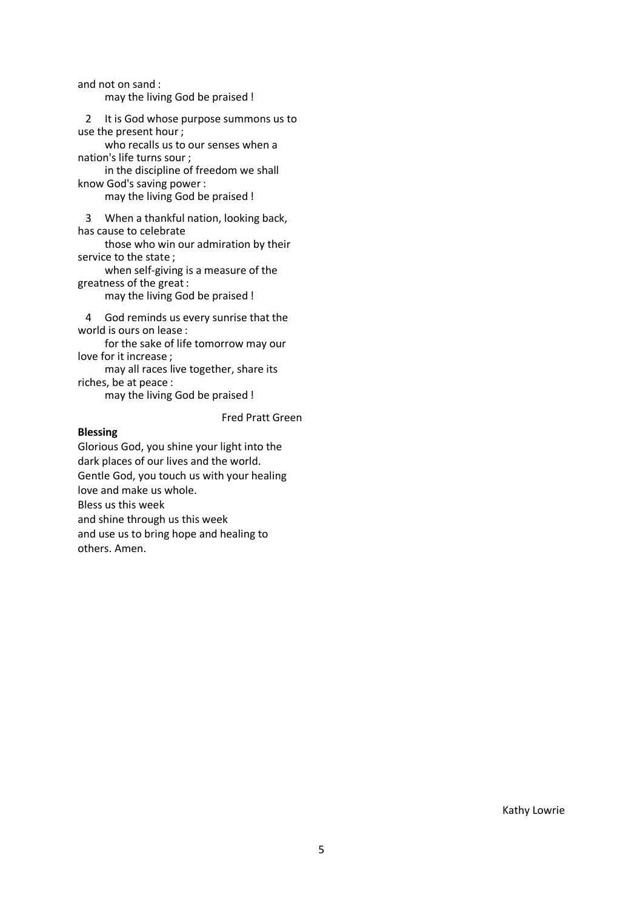and not on sand :
may the living God be praised !

2 It is God whose purpose summons us to use the present hour ;
who recalls us to our senses when a nation's life turns sour ;
in the discipline of freedom we shall know God's saving power :
may the living God be praised !

3 When a thankful nation, looking back, has cause to celebrate
those who win our admiration by their service to the state ;
when self-giving is a measure of the greatness of the great :
may the living God be praised !

4 God reminds us every sunrise that the world is ours on lease :
for the sake of life tomorrow may our love for it increase ;
may all races live together, share its riches, be at peace :
may the living God be praised !

Fred Pratt Green

**Blessing**

Glorious God, you shine your light into the dark places of our lives and the world.
Gentle God, you touch us with your healing love and make us whole.
Bless us this week
and shine through us this week
and use us to bring hope and healing to others. Amen.

Kathy Lowrie